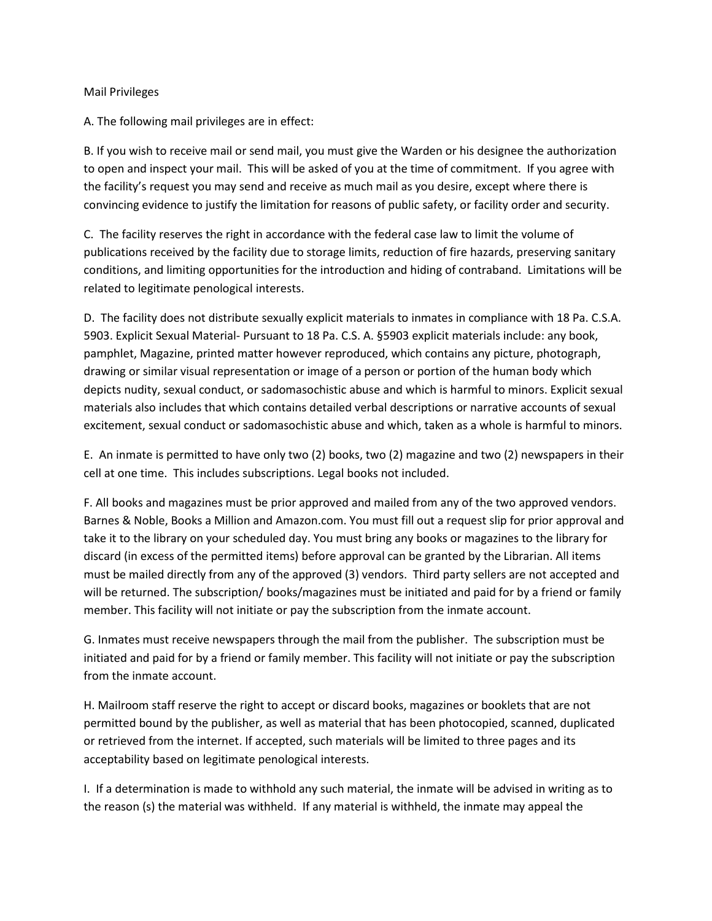Mail Privileges

A. The following mail privileges are in effect:

B. If you wish to receive mail or send mail, you must give the Warden or his designee the authorization to open and inspect your mail. This will be asked of you at the time of commitment. If you agree with the facility's request you may send and receive as much mail as you desire, except where there is convincing evidence to justify the limitation for reasons of public safety, or facility order and security.

C. The facility reserves the right in accordance with the federal case law to limit the volume of publications received by the facility due to storage limits, reduction of fire hazards, preserving sanitary conditions, and limiting opportunities for the introduction and hiding of contraband. Limitations will be related to legitimate penological interests.

D. The facility does not distribute sexually explicit materials to inmates in compliance with 18 Pa. C.S.A. 5903. Explicit Sexual Material- Pursuant to 18 Pa. C.S. A. §5903 explicit materials include: any book, pamphlet, Magazine, printed matter however reproduced, which contains any picture, photograph, drawing or similar visual representation or image of a person or portion of the human body which depicts nudity, sexual conduct, or sadomasochistic abuse and which is harmful to minors. Explicit sexual materials also includes that which contains detailed verbal descriptions or narrative accounts of sexual excitement, sexual conduct or sadomasochistic abuse and which, taken as a whole is harmful to minors.

E. An inmate is permitted to have only two (2) books, two (2) magazine and two (2) newspapers in their cell at one time. This includes subscriptions. Legal books not included.

F. All books and magazines must be prior approved and mailed from any of the two approved vendors. Barnes & Noble, Books a Million and Amazon.com. You must fill out a request slip for prior approval and take it to the library on your scheduled day. You must bring any books or magazines to the library for discard (in excess of the permitted items) before approval can be granted by the Librarian. All items must be mailed directly from any of the approved (3) vendors. Third party sellers are not accepted and will be returned. The subscription/ books/magazines must be initiated and paid for by a friend or family member. This facility will not initiate or pay the subscription from the inmate account.

G. Inmates must receive newspapers through the mail from the publisher. The subscription must be initiated and paid for by a friend or family member. This facility will not initiate or pay the subscription from the inmate account.

H. Mailroom staff reserve the right to accept or discard books, magazines or booklets that are not permitted bound by the publisher, as well as material that has been photocopied, scanned, duplicated or retrieved from the internet. If accepted, such materials will be limited to three pages and its acceptability based on legitimate penological interests.

I. If a determination is made to withhold any such material, the inmate will be advised in writing as to the reason (s) the material was withheld. If any material is withheld, the inmate may appeal the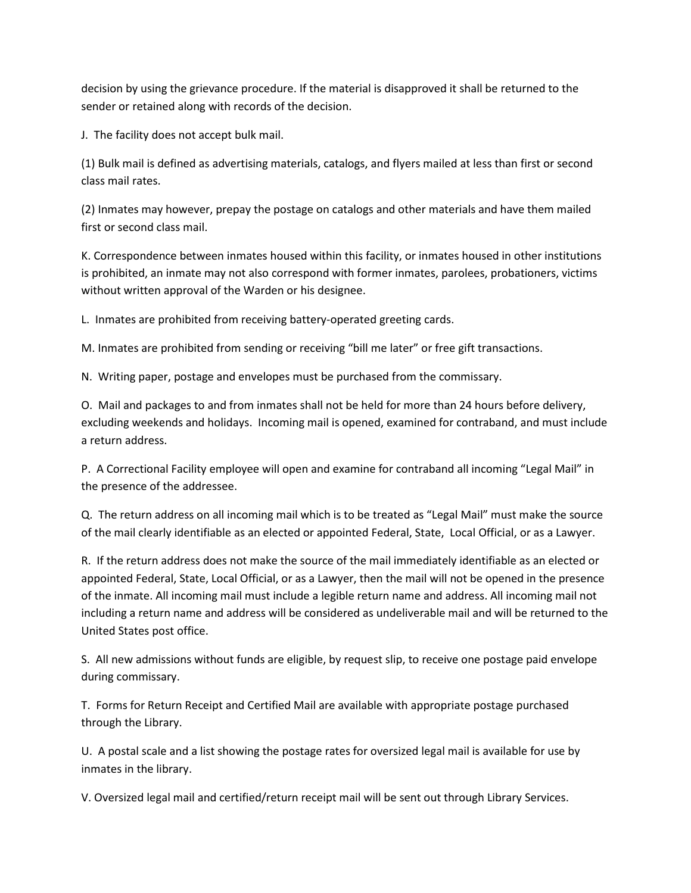decision by using the grievance procedure. If the material is disapproved it shall be returned to the sender or retained along with records of the decision.

J. The facility does not accept bulk mail.

(1) Bulk mail is defined as advertising materials, catalogs, and flyers mailed at less than first or second class mail rates.

(2) Inmates may however, prepay the postage on catalogs and other materials and have them mailed first or second class mail.

K. Correspondence between inmates housed within this facility, or inmates housed in other institutions is prohibited, an inmate may not also correspond with former inmates, parolees, probationers, victims without written approval of the Warden or his designee.

L. Inmates are prohibited from receiving battery-operated greeting cards.

M. Inmates are prohibited from sending or receiving "bill me later" or free gift transactions.

N. Writing paper, postage and envelopes must be purchased from the commissary.

O. Mail and packages to and from inmates shall not be held for more than 24 hours before delivery, excluding weekends and holidays. Incoming mail is opened, examined for contraband, and must include a return address.

P. A Correctional Facility employee will open and examine for contraband all incoming "Legal Mail" in the presence of the addressee.

Q. The return address on all incoming mail which is to be treated as "Legal Mail" must make the source of the mail clearly identifiable as an elected or appointed Federal, State, Local Official, or as a Lawyer.

R. If the return address does not make the source of the mail immediately identifiable as an elected or appointed Federal, State, Local Official, or as a Lawyer, then the mail will not be opened in the presence of the inmate. All incoming mail must include a legible return name and address. All incoming mail not including a return name and address will be considered as undeliverable mail and will be returned to the United States post office.

S. All new admissions without funds are eligible, by request slip, to receive one postage paid envelope during commissary.

T. Forms for Return Receipt and Certified Mail are available with appropriate postage purchased through the Library.

U. A postal scale and a list showing the postage rates for oversized legal mail is available for use by inmates in the library.

V. Oversized legal mail and certified/return receipt mail will be sent out through Library Services.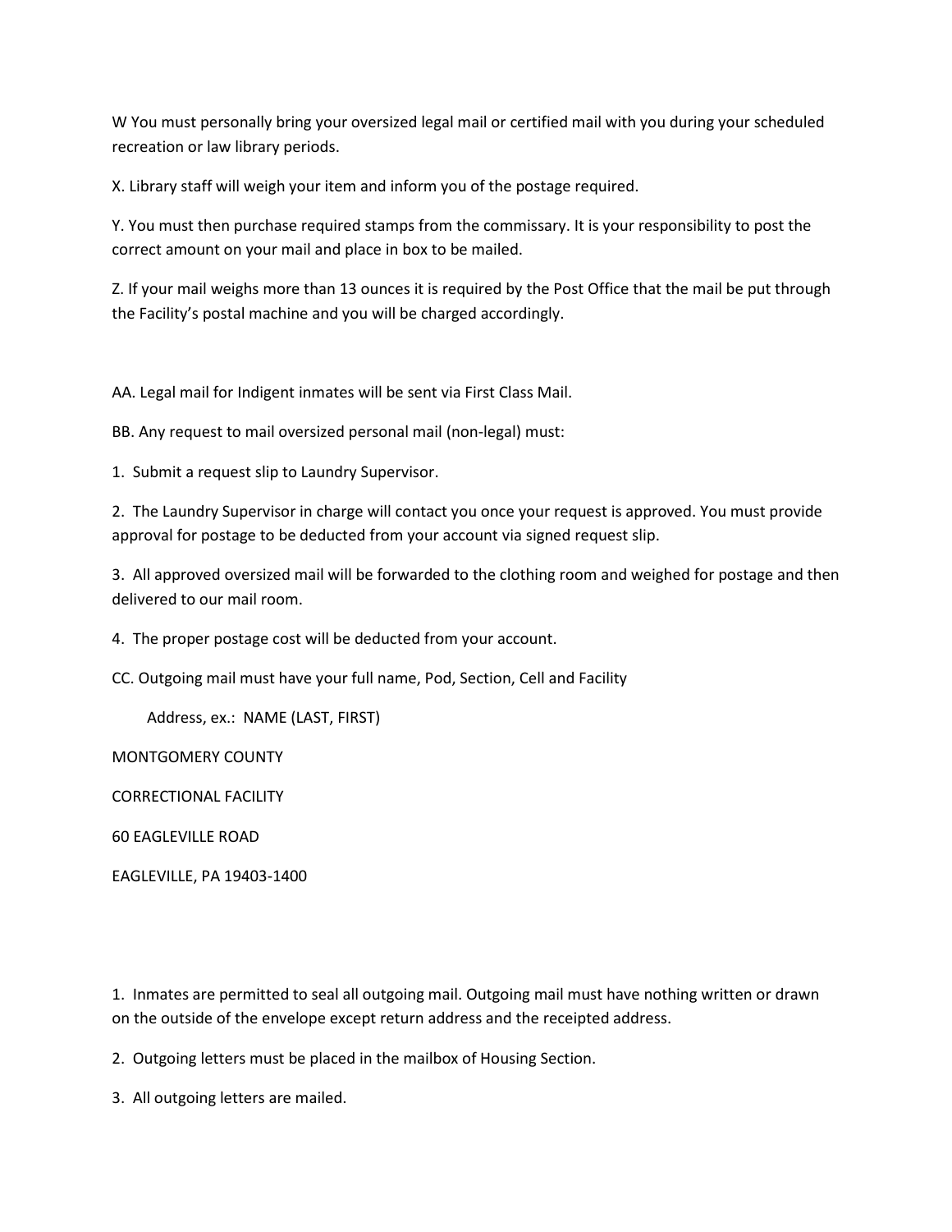W You must personally bring your oversized legal mail or certified mail with you during your scheduled recreation or law library periods.

X. Library staff will weigh your item and inform you of the postage required.

Y. You must then purchase required stamps from the commissary. It is your responsibility to post the correct amount on your mail and place in box to be mailed.

Z. If your mail weighs more than 13 ounces it is required by the Post Office that the mail be put through the Facility's postal machine and you will be charged accordingly.

AA. Legal mail for Indigent inmates will be sent via First Class Mail.

BB. Any request to mail oversized personal mail (non-legal) must:

1. Submit a request slip to Laundry Supervisor.
2. The Laundry Supervisor in charge will contact you once your request is approved. You must provide approval for postage to be deducted from your account via signed request slip.
3. All approved oversized mail will be forwarded to the clothing room and weighed for postage and then delivered to our mail room.
4. The proper postage cost will be deducted from your account.

CC. Outgoing mail must have your full name, Pod, Section, Cell and Facility

Address, ex.: NAME (LAST, FIRST)

MONTGOMERY COUNTY

CORRECTIONAL FACILITY

60 EAGLEVILLE ROAD

EAGLEVILLE, PA 19403-1400

1. Inmates are permitted to seal all outgoing mail. Outgoing mail must have nothing written or drawn on the outside of the envelope except return address and the receipted address.
2. Outgoing letters must be placed in the mailbox of Housing Section.
3. All outgoing letters are mailed.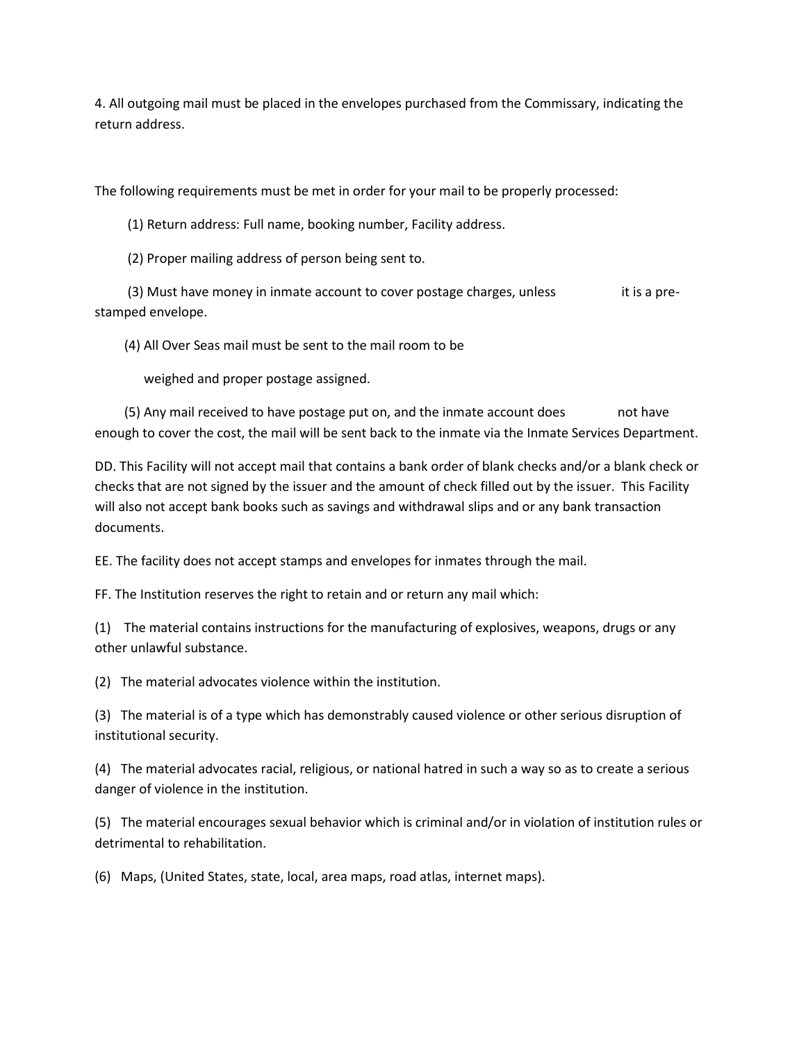4. All outgoing mail must be placed in the envelopes purchased from the Commissary, indicating the return address.

The following requirements must be met in order for your mail to be properly processed:

(1) Return address: Full name, booking number, Facility address.

(2) Proper mailing address of person being sent to.

(3) Must have money in inmate account to cover postage charges, unless it is a pre-stamped envelope.

(4) All Over Seas mail must be sent to the mail room to be weighed and proper postage assigned.

(5) Any mail received to have postage put on, and the inmate account does not have enough to cover the cost, the mail will be sent back to the inmate via the Inmate Services Department.

DD. This Facility will not accept mail that contains a bank order of blank checks and/or a blank check or checks that are not signed by the issuer and the amount of check filled out by the issuer. This Facility will also not accept bank books such as savings and withdrawal slips and or any bank transaction documents.

EE. The facility does not accept stamps and envelopes for inmates through the mail.

FF. The Institution reserves the right to retain and or return any mail which:

(1) The material contains instructions for the manufacturing of explosives, weapons, drugs or any other unlawful substance.

(2) The material advocates violence within the institution.

(3) The material is of a type which has demonstrably caused violence or other serious disruption of institutional security.

(4) The material advocates racial, religious, or national hatred in such a way so as to create a serious danger of violence in the institution.

(5) The material encourages sexual behavior which is criminal and/or in violation of institution rules or detrimental to rehabilitation.

(6) Maps, (United States, state, local, area maps, road atlas, internet maps).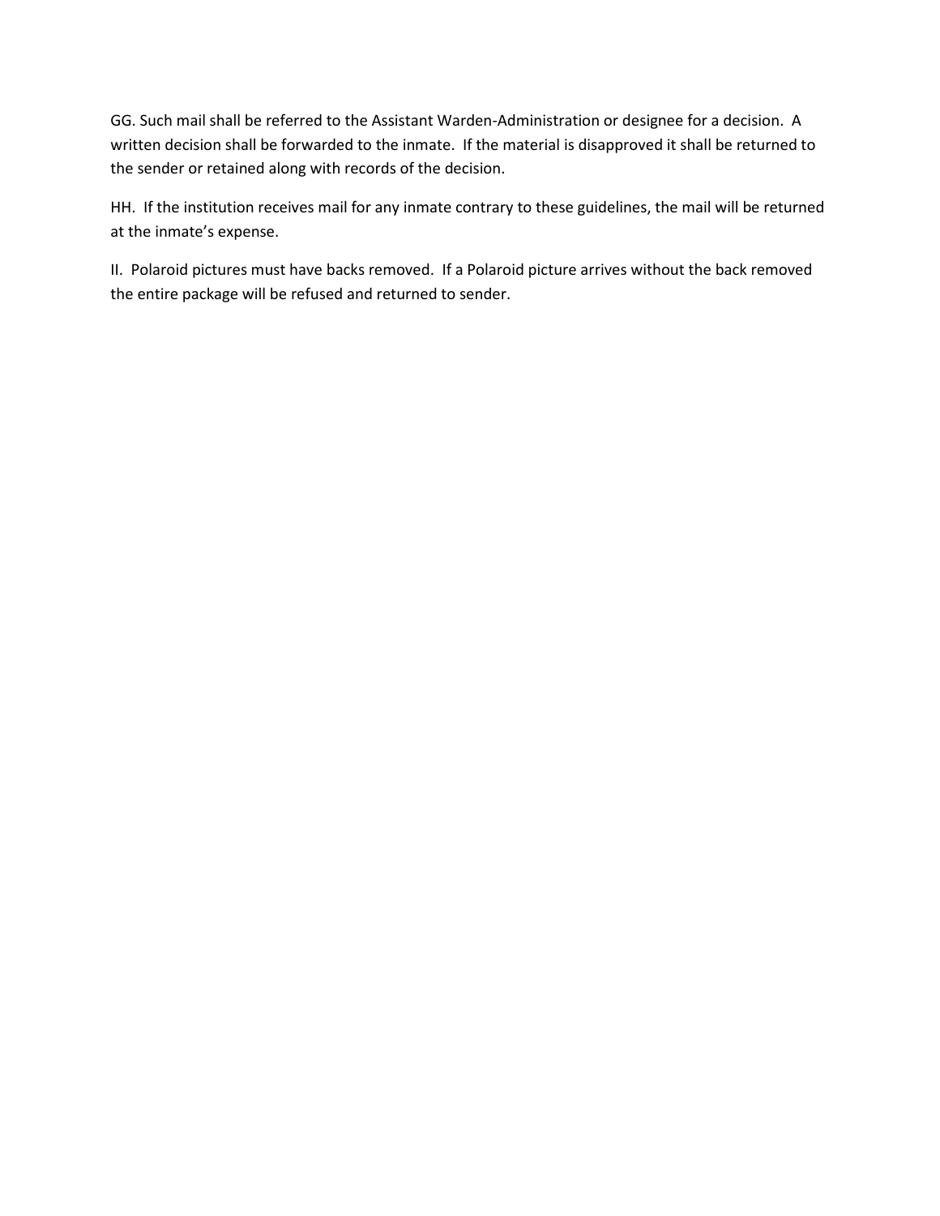GG. Such mail shall be referred to the Assistant Warden-Administration or designee for a decision. A written decision shall be forwarded to the inmate. If the material is disapproved it shall be returned to the sender or retained along with records of the decision.

HH. If the institution receives mail for any inmate contrary to these guidelines, the mail will be returned at the inmate's expense.

II. Polaroid pictures must have backs removed. If a Polaroid picture arrives without the back removed the entire package will be refused and returned to sender.